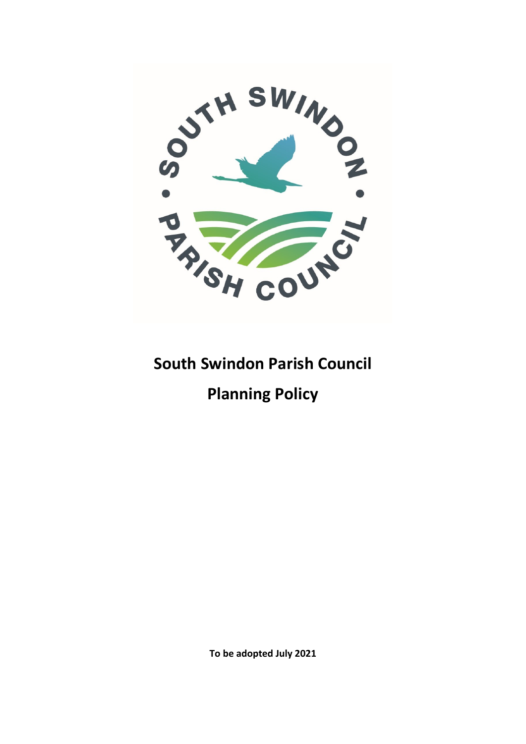# South Swindon Parish Council

# Planning Policy

**To be adopted July 2021**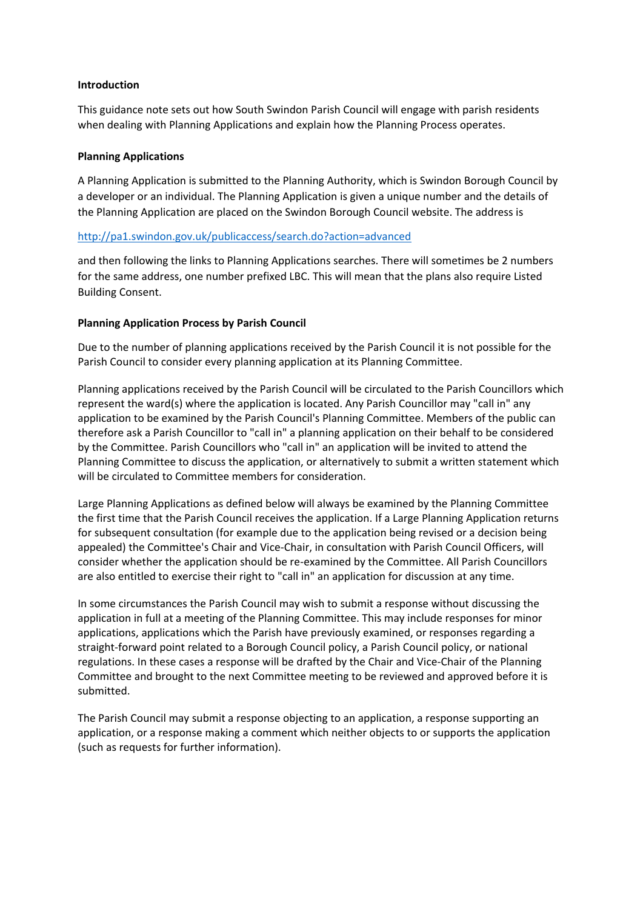**Introduction**

This guidance note sets out how South Swindon Parish Council will engage with parish residents when dealing with Planning Applications and explain how the Planning Process operates.

**Planning Applications**

A Planning Application is submitted to the Planning Authority, which is Swindon Borough Council by a developer or an individual. The Planning Application is given a unique number and the details of the Planning Application are placed on the Swindon Borough Council website. The address is

http://pa1.swindon.gov.uk/publicaccess/search.do?action=advanced

and then following the links to Planning Applications searches. There will sometimes be 2 numbers for the same address, one number prefixed LBC. This will mean that the plans also require Listed Building Consent.

**Planning Application Process by Parish Council**

Due to the number of planning applications received by the Parish Council it is not possible for the Parish Council to consider every planning application at its Planning Committee.

Planning applications received by the Parish Council will be circulated to the Parish Councillors which represent the ward(s) where the application is located. Any Parish Councillor may "call in" any application to be examined by the Parish Council's Planning Committee. Members of the public can therefore ask a Parish Councillor to "call in" a planning application on their behalf to be considered by the Committee. Parish Councillors who "call in" an application will be invited to attend the Planning Committee to discuss the application, or alternatively to submit a written statement which will be circulated to Committee members for consideration.

Large Planning Applications as defined below will always be examined by the Planning Committee the first time that the Parish Council receives the application. If a Large Planning Application returns for subsequent consultation (for example due to the application being revised or a decision being appealed) the Committee's Chair and Vice-Chair, in consultation with Parish Council Officers, will consider whether the application should be re-examined by the Committee. All Parish Councillors are also entitled to exercise their right to "call in" an application for discussion at any time.

In some circumstances the Parish Council may wish to submit a response without discussing the application in full at a meeting of the Planning Committee. This may include responses for minor applications, applications which the Parish have previously examined, or responses regarding a straight-forward point related to a Borough Council policy, a Parish Council policy, or national regulations. In these cases a response will be drafted by the Chair and Vice-Chair of the Planning Committee and brought to the next Committee meeting to be reviewed and approved before it is submitted.

The Parish Council may submit a response objecting to an application, a response supporting an application, or a response making a comment which neither objects to or supports the application (such as requests for further information).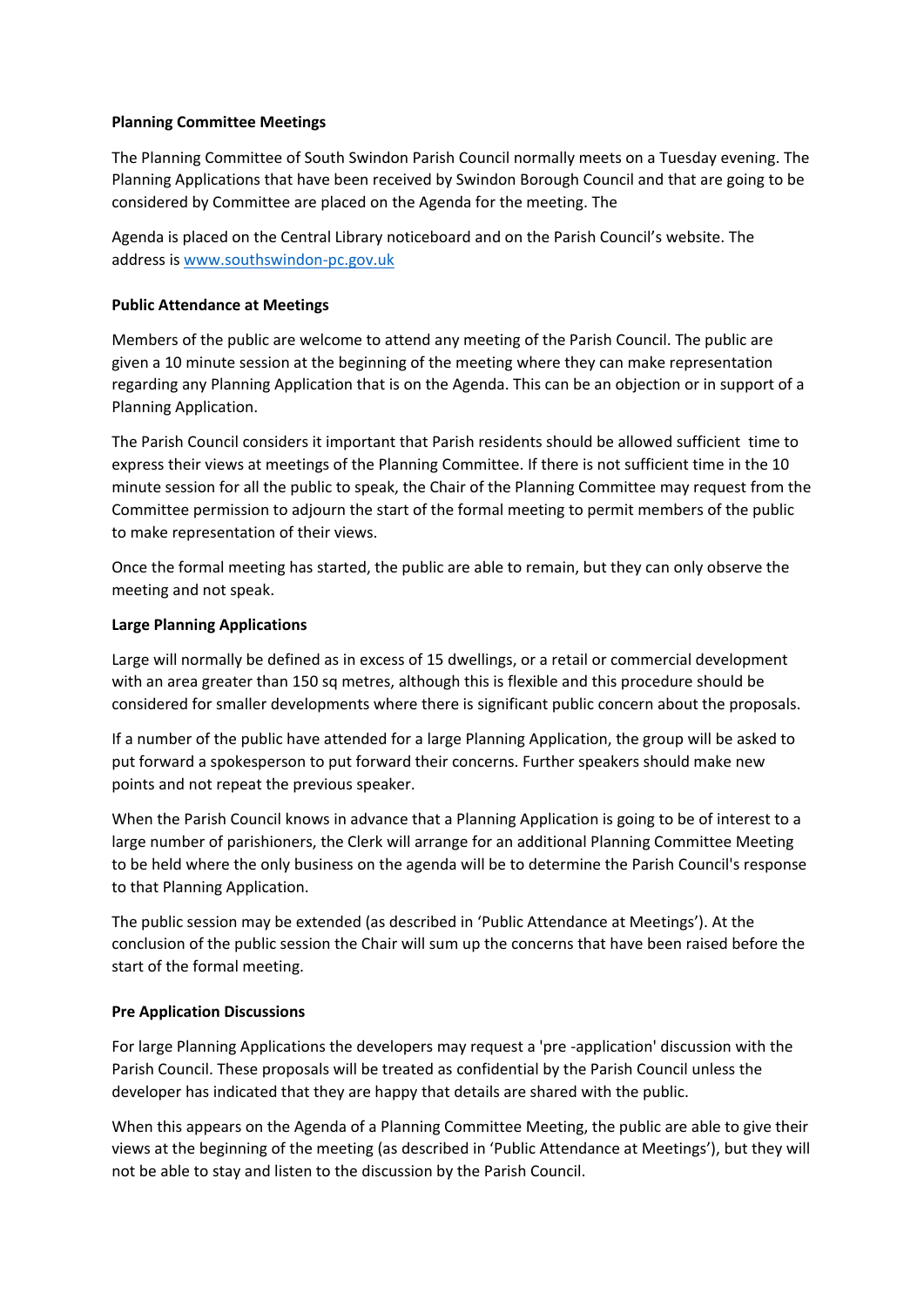**Planning Committee Meetings**

The Planning Committee of South Swindon Parish Council normally meets on a Tuesday evening. The Planning Applications that have been received by Swindon Borough Council and that are going to be considered by Committee are placed on the Agenda for the meeting. The

Agenda is placed on the Central Library noticeboard and on the Parish Council's website. The address is [www.southswindon-pc.gov.uk](http://www.southswindon-pc.gov.uk)

**Public Attendance at Meetings**

Members of the public are welcome to attend any meeting of the Parish Council. The public are given a 10 minute session at the beginning of the meeting where they can make representation regarding any Planning Application that is on the Agenda. This can be an objection or in support of a Planning Application.

The Parish Council considers it important that Parish residents should be allowed sufficient time to express their views at meetings of the Planning Committee. If there is not sufficient time in the 10 minute session for all the public to speak, the Chair of the Planning Committee may request from the Committee permission to adjourn the start of the formal meeting to permit members of the public to make representation of their views.

Once the formal meeting has started, the public are able to remain, but they can only observe the meeting and not speak.

**Large Planning Applications**

Large will normally be defined as in excess of 15 dwellings, or a retail or commercial development with an area greater than 150 sq metres, although this is flexible and this procedure should be considered for smaller developments where there is significant public concern about the proposals.

If a number of the public have attended for a large Planning Application, the group will be asked to put forward a spokesperson to put forward their concerns. Further speakers should make new points and not repeat the previous speaker.

When the Parish Council knows in advance that a Planning Application is going to be of interest to a large number of parishioners, the Clerk will arrange for an additional Planning Committee Meeting to be held where the only business on the agenda will be to determine the Parish Council's response to that Planning Application.

The public session may be extended (as described in 'Public Attendance at Meetings'). At the conclusion of the public session the Chair will sum up the concerns that have been raised before the start of the formal meeting.

**Pre Application Discussions**

For large Planning Applications the developers may request a 'pre -application' discussion with the Parish Council. These proposals will be treated as confidential by the Parish Council unless the developer has indicated that they are happy that details are shared with the public.

When this appears on the Agenda of a Planning Committee Meeting, the public are able to give their views at the beginning of the meeting (as described in 'Public Attendance at Meetings'), but they will not be able to stay and listen to the discussion by the Parish Council.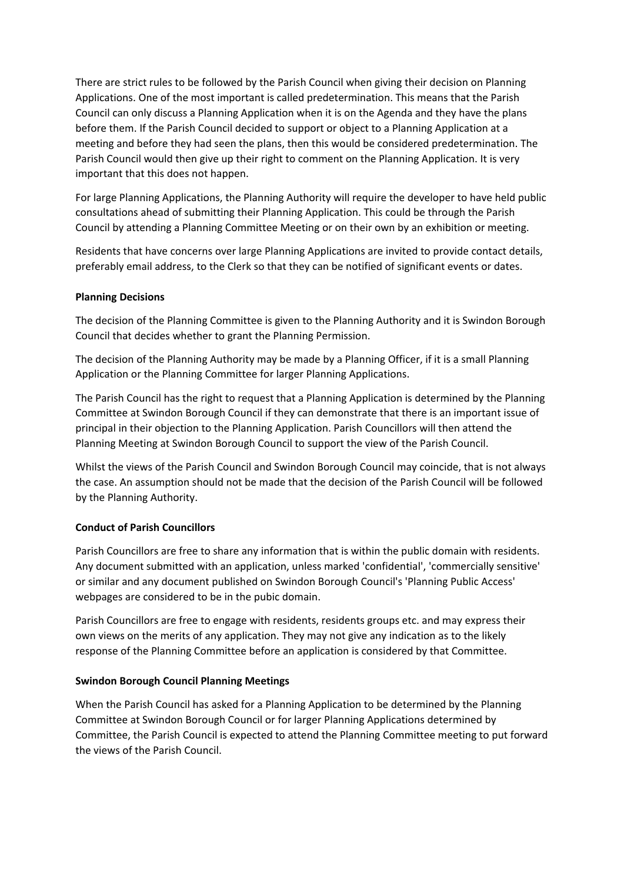There are strict rules to be followed by the Parish Council when giving their decision on Planning Applications. One of the most important is called predetermination. This means that the Parish Council can only discuss a Planning Application when it is on the Agenda and they have the plans before them. If the Parish Council decided to support or object to a Planning Application at a meeting and before they had seen the plans, then this would be considered predetermination. The Parish Council would then give up their right to comment on the Planning Application. It is very important that this does not happen.

For large Planning Applications, the Planning Authority will require the developer to have held public consultations ahead of submitting their Planning Application. This could be through the Parish Council by attending a Planning Committee Meeting or on their own by an exhibition or meeting.

Residents that have concerns over large Planning Applications are invited to provide contact details, preferably email address, to the Clerk so that they can be notified of significant events or dates.

**Planning Decisions**

The decision of the Planning Committee is given to the Planning Authority and it is Swindon Borough Council that decides whether to grant the Planning Permission.

The decision of the Planning Authority may be made by a Planning Officer, if it is a small Planning Application or the Planning Committee for larger Planning Applications.

The Parish Council has the right to request that a Planning Application is determined by the Planning Committee at Swindon Borough Council if they can demonstrate that there is an important issue of principal in their objection to the Planning Application. Parish Councillors will then attend the Planning Meeting at Swindon Borough Council to support the view of the Parish Council.

Whilst the views of the Parish Council and Swindon Borough Council may coincide, that is not always the case. An assumption should not be made that the decision of the Parish Council will be followed by the Planning Authority.

**Conduct of Parish Councillors**

Parish Councillors are free to share any information that is within the public domain with residents. Any document submitted with an application, unless marked 'confidential', 'commercially sensitive' or similar and any document published on Swindon Borough Council's 'Planning Public Access' webpages are considered to be in the pubic domain.

Parish Councillors are free to engage with residents, residents groups etc. and may express their own views on the merits of any application. They may not give any indication as to the likely response of the Planning Committee before an application is considered by that Committee.

**Swindon Borough Council Planning Meetings**

When the Parish Council has asked for a Planning Application to be determined by the Planning Committee at Swindon Borough Council or for larger Planning Applications determined by Committee, the Parish Council is expected to attend the Planning Committee meeting to put forward the views of the Parish Council.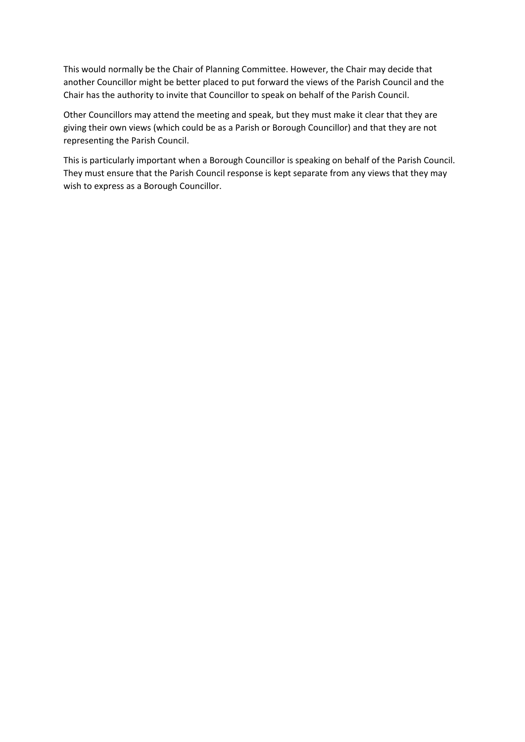This would normally be the Chair of Planning Committee. However, the Chair may decide that another Councillor might be better placed to put forward the views of the Parish Council and the Chair has the authority to invite that Councillor to speak on behalf of the Parish Council.

Other Councillors may attend the meeting and speak, but they must make it clear that they are giving their own views (which could be as a Parish or Borough Councillor) and that they are not representing the Parish Council.

This is particularly important when a Borough Councillor is speaking on behalf of the Parish Council. They must ensure that the Parish Council response is kept separate from any views that they may wish to express as a Borough Councillor.